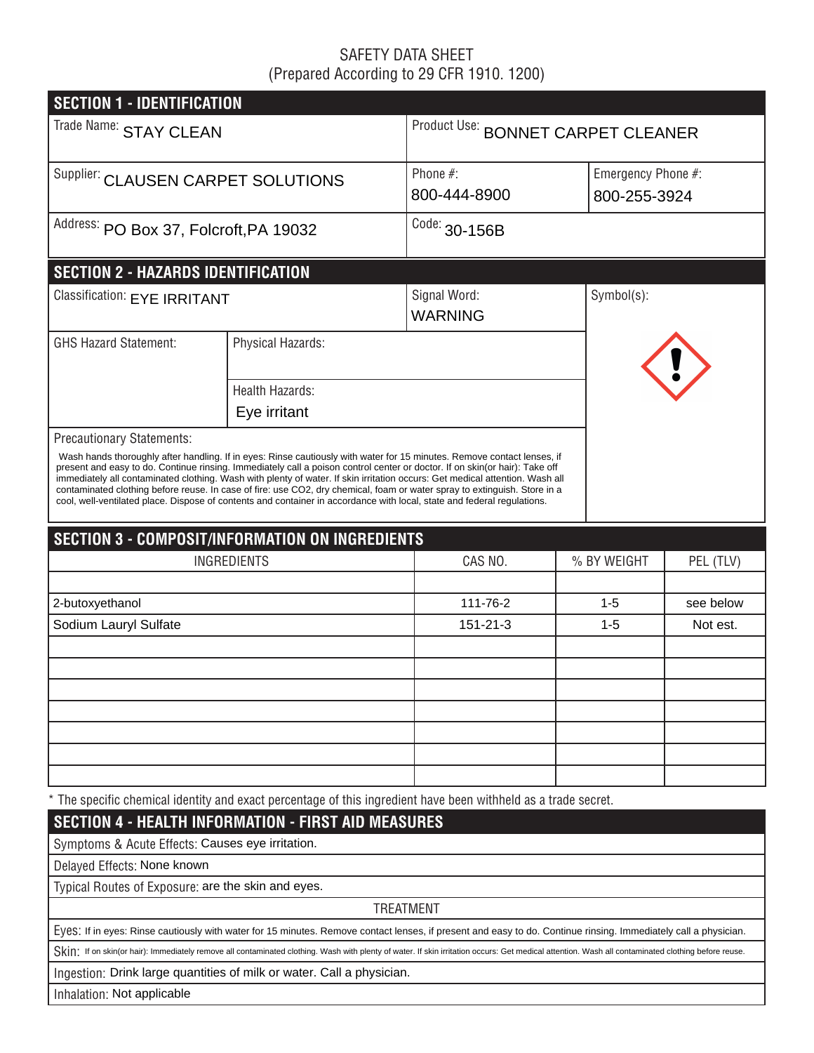SAFETY DATA SHEET
(Prepared According to 29 CFR 1910. 1200)

## SECTION 1 - IDENTIFICATION

| | | |
|---|---|---|
| Trade Name: STAY CLEAN | Product Use: BONNET CARPET CLEANER | |
| Supplier: CLAUSEN CARPET SOLUTIONS | Phone #: 800-444-8900 | Emergency Phone #: 800-255-3924 |
| Address: PO Box 37, Folcroft,PA 19032 | Code: 30-156B | |

## SECTION 2 - HAZARDS IDENTIFICATION

| | | |
|---|---|---|
| Classification: EYE IRRITANT | Signal Word: WARNING | Symbol(s): |
| GHS Hazard Statement: | Physical Hazards: | |
| | Health Hazards: Eye irritant | |

Precautionary Statements:

Wash hands thoroughly after handling. If in eyes: Rinse cautiously with water for 15 minutes. Remove contact lenses, if present and easy to do. Continue rinsing. Immediately call a poison control center or doctor. If on skin(or hair): Take off immediately all contaminated clothing. Wash with plenty of water. If skin irritation occurs: Get medical attention. Wash all contaminated clothing before reuse. In case of fire: use CO2, dry chemical, foam or water spray to extinguish. Store in a cool, well-ventilated place. Dispose of contents and container in accordance with local, state and federal regulations.

## SECTION 3 - COMPOSIT/INFORMATION ON INGREDIENTS

| INGREDIENTS | CAS NO. | % BY WEIGHT | PEL (TLV) |
|---|---|---|---|
| 2-butoxyethanol | 111-76-2 | 1-5 | see below |
| Sodium Lauryl Sulfate | 151-21-3 | 1-5 | Not est. |

* The specific chemical identity and exact percentage of this ingredient have been withheld as a trade secret.

## SECTION 4 - HEALTH INFORMATION - FIRST AID MEASURES

Symptoms & Acute Effects: Causes eye irritation.

Delayed Effects: None known

Typical Routes of Exposure: are the skin and eyes.

TREATMENT

Eyes: If in eyes: Rinse cautiously with water for 15 minutes. Remove contact lenses, if present and easy to do. Continue rinsing. Immediately call a physician.

Skin: If on skin(or hair): Immediately remove all contaminated clothing. Wash with plenty of water. If skin irritation occurs: Get medical attention. Wash all contaminated clothing before reuse.

Ingestion: Drink large quantities of milk or water. Call a physician.

Inhalation: Not applicable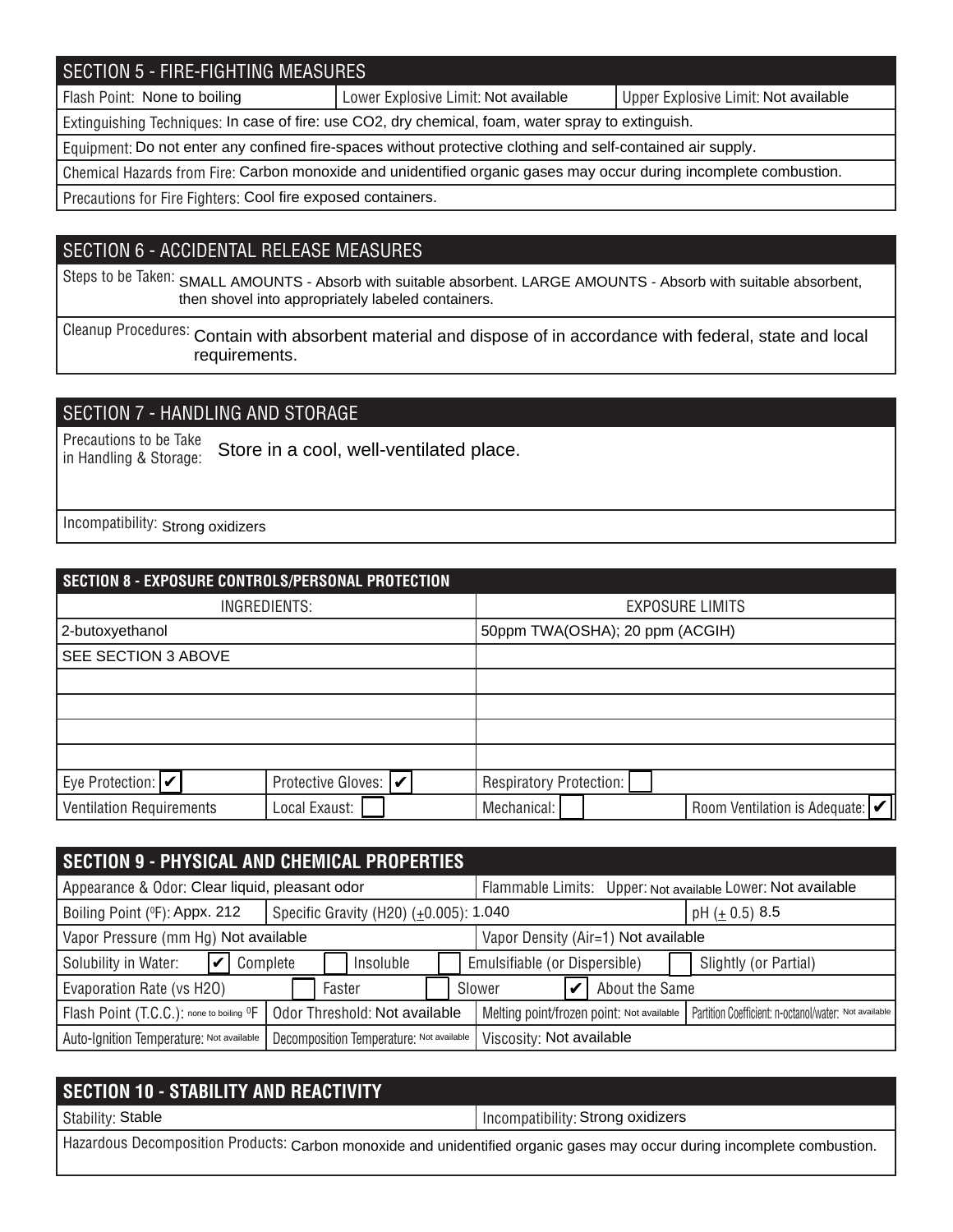## SECTION 5 - FIRE-FIGHTING MEASURES

| Flash Point: None to boiling | Lower Explosive Limit: Not available | Upper Explosive Limit: Not available |
|---|---|---|

Extinguishing Techniques: In case of fire: use $CO_2$, dry chemical, foam, water spray to extinguish.

Equipment: Do not enter any confined fire-spaces without protective clothing and self-contained air supply.

Chemical Hazards from Fire: Carbon monoxide and unidentified organic gases may occur during incomplete combustion.

Precautions for Fire Fighters: Cool fire exposed containers.

## SECTION 6 - ACCIDENTAL RELEASE MEASURES

Steps to be Taken: SMALL AMOUNTS - Absorb with suitable absorbent. LARGE AMOUNTS - Absorb with suitable absorbent, then shovel into appropriately labeled containers.

Cleanup Procedures: Contain with absorbent material and dispose of in accordance with federal, state and local requirements.

## SECTION 7 - HANDLING AND STORAGE

Precautions to be Take in Handling & Storage: Store in a cool, well-ventilated place.

Incompatibility: Strong oxidizers

## SECTION 8 - EXPOSURE CONTROLS/PERSONAL PROTECTION

| INGREDIENTS: | EXPOSURE LIMITS |
|---|---|
| 2-butoxyethanol | 50ppm TWA(OSHA); 20 ppm (ACGIH) |
| SEE SECTION 3 ABOVE | |
| | |
| | |
| | |
| | |

| Eye Protection: ✔ | Protective Gloves: ✔ | Respiratory Protection: ☐ | |
|---|---|---|---|
| Ventilation Requirements | Local Exaust: ☐ | Mechanical: ☐ | Room Ventilation is Adequate: ✔ |

## SECTION 9 - PHYSICAL AND CHEMICAL PROPERTIES

| Appearance & Odor: Clear liquid, pleasant odor | | Flammable Limits: Upper: Not available Lower: Not available | |
|---|---|---|---|
| Boiling Point (⁰F): Appx. 212 | Specific Gravity (H2O) (±0.005): 1.040 | | pH (± 0.5) 8.5 |
| Vapor Pressure (mm Hg) Not available | | Vapor Density (Air=1) Not available | |
| Solubility in Water: ✔ Complete | ☐ Insoluble | ☐ Emulsifiable (or Dispersible) | ☐ Slightly (or Partial) |
| Evaporation Rate (vs H2O) | ☐ Faster | ☐ Slower | ✔ About the Same |
| Flash Point (T.C.C.): none to boiling ⁰F | Odor Threshold: Not available | Melting point/frozen point: Not available | Partition Coefficient: n-octanol/water: Not available |
| Auto-Ignition Temperature: Not available | Decomposition Temperature: Not available | Viscosity: Not available | |

## SECTION 10 - STABILITY AND REACTIVITY

| Stability: Stable | Incompatibility: Strong oxidizers |
|---|---|

Hazardous Decomposition Products: Carbon monoxide and unidentified organic gases may occur during incomplete combustion.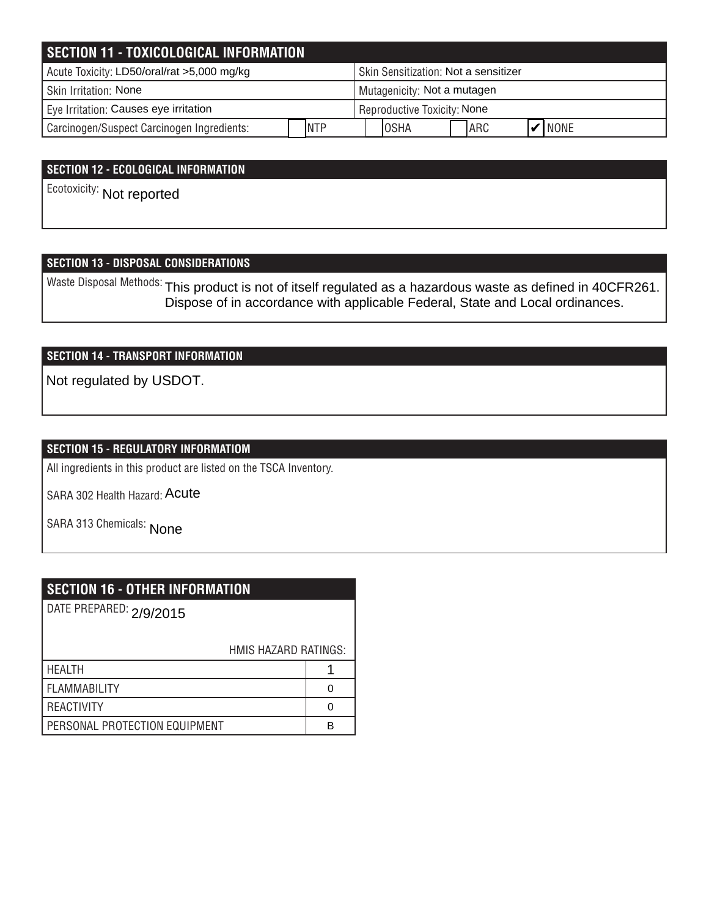## SECTION 11 - TOXICOLOGICAL INFORMATION

| | |
|---|---|
| Acute Toxicity: LD50/oral/rat >5,000 mg/kg | Skin Sensitization: Not a sensitizer |
| Skin Irritation: None | Mutagenicity: Not a mutagen |
| Eye Irritation: Causes eye irritation | Reproductive Toxicity: None |

| | | | | |
|---|---|---|---|---|
| Carcinogen/Suspect Carcinogen Ingredients: | ☐ NTP | ☐ OSHA | ☐ ARC | ☑ NONE |

## SECTION 12 - ECOLOGICAL INFORMATION

Ecotoxicity: Not reported

## SECTION 13 - DISPOSAL CONSIDERATIONS

Waste Disposal Methods: This product is not of itself regulated as a hazardous waste as defined in 40CFR261. Dispose of in accordance with applicable Federal, State and Local ordinances.

## SECTION 14 - TRANSPORT INFORMATION

Not regulated by USDOT.

## SECTION 15 - REGULATORY INFORMATIOM

All ingredients in this product are listed on the TSCA Inventory.

SARA 302 Health Hazard: Acute

SARA 313 Chemicals: None

## SECTION 16 - OTHER INFORMATION

DATE PREPARED: 2/9/2015

| HMIS HAZARD RATINGS: | |
|---|---|
| HEALTH | 1 |
| FLAMMABILITY | 0 |
| REACTIVITY | 0 |
| PERSONAL PROTECTION EQUIPMENT | B |